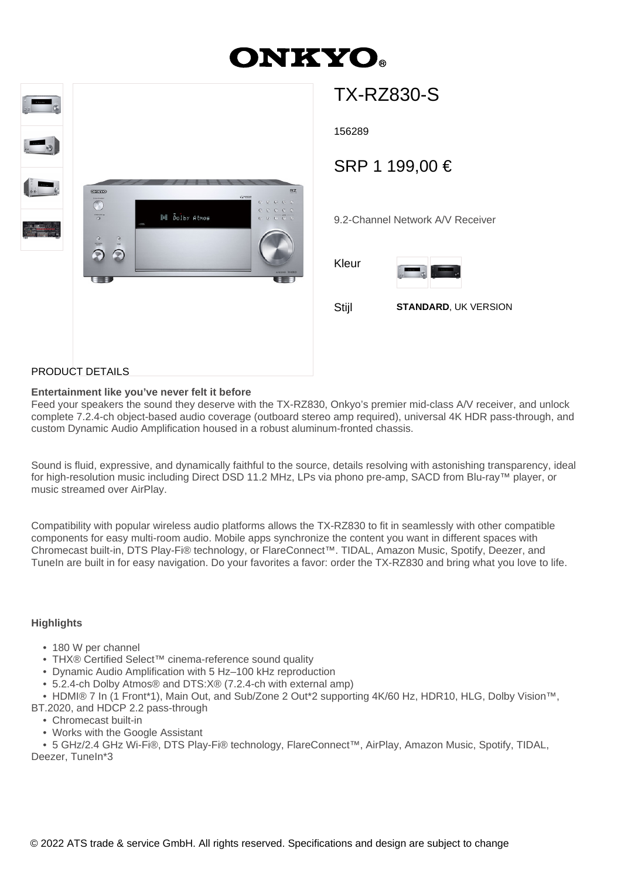# ONKYO

## TX-RZ830-S

156289

SRP 1 199,00 €

9.2-Channel Network A/V Receiver

Kleur

Stijl **STANDARD**, UK VERSION

PRODUCT DETAILS

**Entertainment like you've never felt it before**

Feed your speakers the sound they deserve with the TX-RZ830, Onkyo's premier mid-class A/V receiver, and unlock complete 7.2.4-ch object-based audio coverage (outboard stereo amp required), universal 4K HDR pass-through, and custom Dynamic Audio Amplification housed in a robust aluminum-fronted chassis.

Sound is fluid, expressive, and dynamically faithful to the source, details resolving with astonishing transparency, ideal for high-resolution music including Direct DSD 11.2 MHz, LPs via phono pre-amp, SACD from Blu-ray™ player, or music streamed over AirPlay.

Compatibility with popular wireless audio platforms allows the TX-RZ830 to fit in seamlessly with other compatible components for easy multi-room audio. Mobile apps synchronize the content you want in different spaces with Chromecast built-in, DTS Play-Fi® technology, or FlareConnect™. TIDAL, Amazon Music, Spotify, Deezer, and TuneIn are built in for easy navigation. Do your favorites a favor: order the TX-RZ830 and bring what you love to life.

**Highlights**

- 180 W per channel
- THX® Certified Select™ cinema-reference sound quality
- Dynamic Audio Amplification with 5 Hz–100 kHz reproduction
- 5.2.4-ch Dolby Atmos® and DTS:X® (7.2.4-ch with external amp)
- HDMI® 7 In (1 Front*1), Main Out, and Sub/Zone 2 Out*2 supporting 4K/60 Hz, HDR10, HLG, Dolby Vision™, BT.2020, and HDCP 2.2 pass-through
- Chromecast built-in
- Works with the Google Assistant
- 5 GHz/2.4 GHz Wi-Fi®, DTS Play-Fi® technology, FlareConnect™, AirPlay, Amazon Music, Spotify, TIDAL, Deezer, TuneIn*3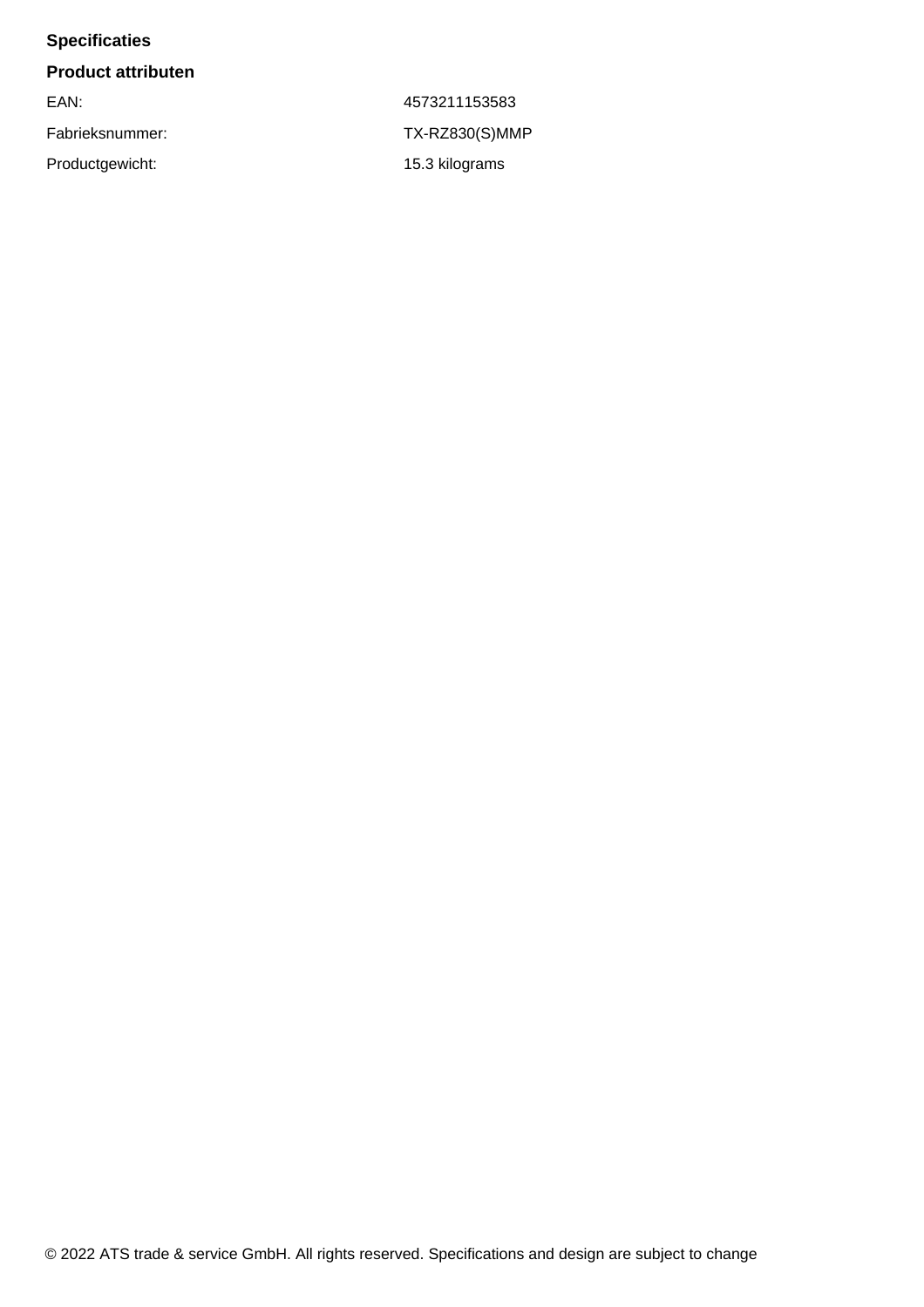## Specificaties

### Product attributen

| | |
|---|---|
| EAN: | 4573211153583 |
| Fabrieksnummer: | TX-RZ830(S)MMP |
| Productgewicht: | 15.3 kilograms |

© 2022 ATS trade & service GmbH. All rights reserved. Specifications and design are subject to change